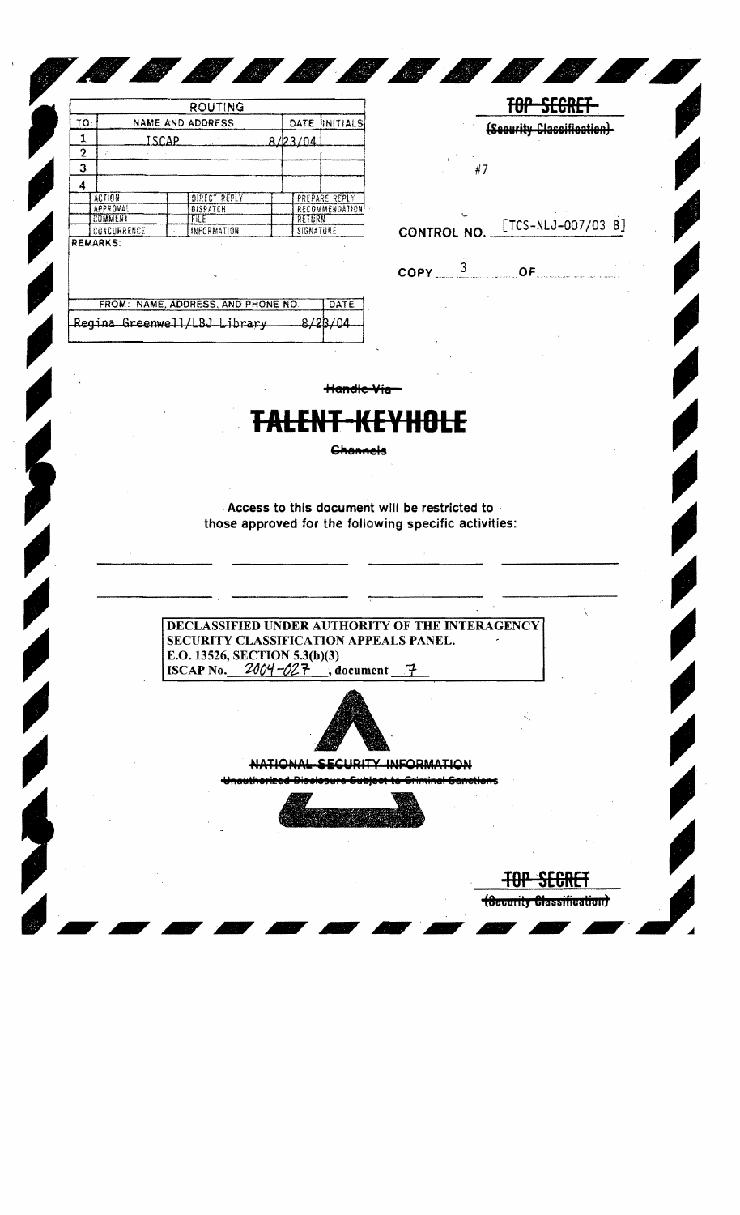| ROUTING | | | |
|---|---|---|---|
| TO: | NAME AND ADDRESS | DATE | INITIALS |
| 1 | ISCAP | 8/23/04 | |
| 2 | | | |
| 3 | | | |
| 4 | | | |

| ACTION | DIRECT REPLY | PREPARE REPLY |
|---|---|---|
| APPROVAL | DISPATCH | RECOMMENDATION |
| COMMENT | FILE | RETURN |
| CONCURRENCE | INFORMATION | SIGNATURE |

REMARKS:

| FROM: NAME, ADDRESS, AND PHONE NO. | DATE |
|---|---|
| Regina Greenwell/LBJ Library | 8/23/04 |

~~TOP SECRET~~

~~(Security Classification)~~

#7

CONTROL NO. [TCS-NLJ-007/03 B]

COPY 3 OF

~~Handle Via~~

# ~~TALENT-KEYHOLE~~

~~Channels~~

Access to this document will be restricted to those approved for the following specific activities:

**DECLASSIFIED UNDER AUTHORITY OF THE INTERAGENCY SECURITY CLASSIFICATION APPEALS PANEL.**
**E.O. 13526, SECTION 5.3(b)(3)**
**ISCAP No. 2004-027, document 7**

~~NATIONAL SECURITY INFORMATION~~

~~Unauthorized Disclosure Subject to Criminal Sanctions~~

~~TOP SECRET~~

~~(Security Classification)~~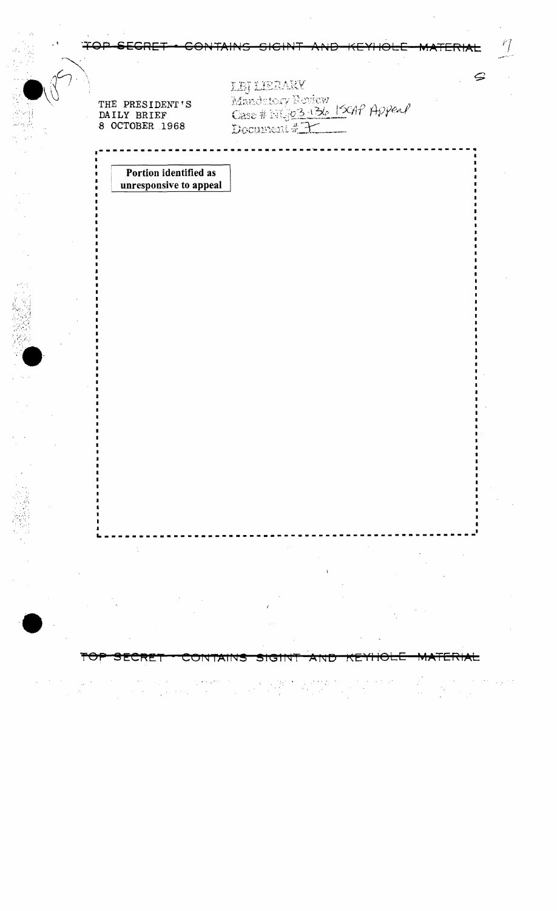TOP SECRET - CONTAINS SIGINT AND KEYHOLE MATERIAL

THE PRESIDENT'S
DAILY BRIEF
8 OCTOBER 1968

LBJ LIBRARY
Mandatory Review
Case # NLJ 03-136 ISCAP Appeal
Document # 7

**Portion identified as unresponsive to appeal**

TOP SECRET - CONTAINS SIGINT AND KEYHOLE MATERIAL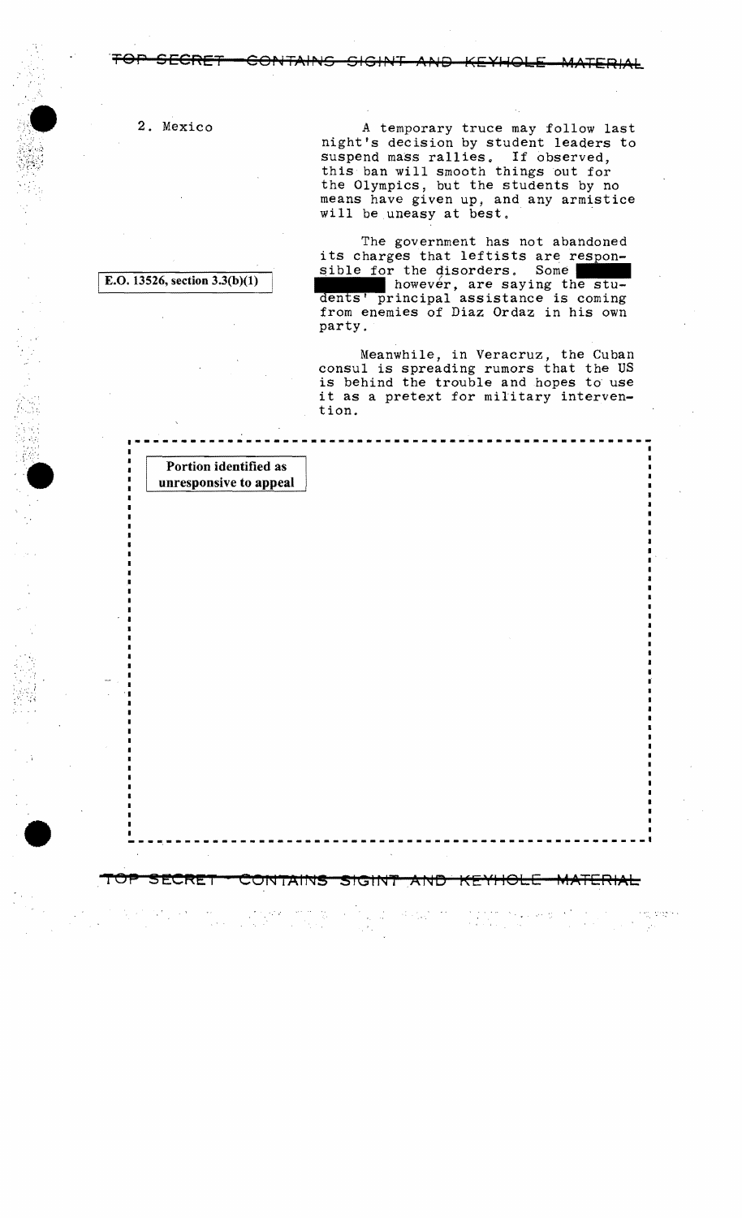TOP SECRET—CONTAINS SIGINT AND KEYHOLE MATERIAL

2. Mexico

A temporary truce may follow last night's decision by student leaders to suspend mass rallies. If observed, this ban will smooth things out for the Olympics, but the students by no means have given up, and any armistice will be uneasy at best.

E.O. 13526, section 3.3(b)(1)

The government has not abandoned its charges that leftists are responsible for the disorders. Some ██████ ██████ however, are saying the students' principal assistance is coming from enemies of Diaz Ordaz in his own party.

Meanwhile, in Veracruz, the Cuban consul is spreading rumors that the US is behind the trouble and hopes to use it as a pretext for military intervention.

Portion identified as unresponsive to appeal

TOP SECRET—CONTAINS SIGINT AND KEYHOLE MATERIAL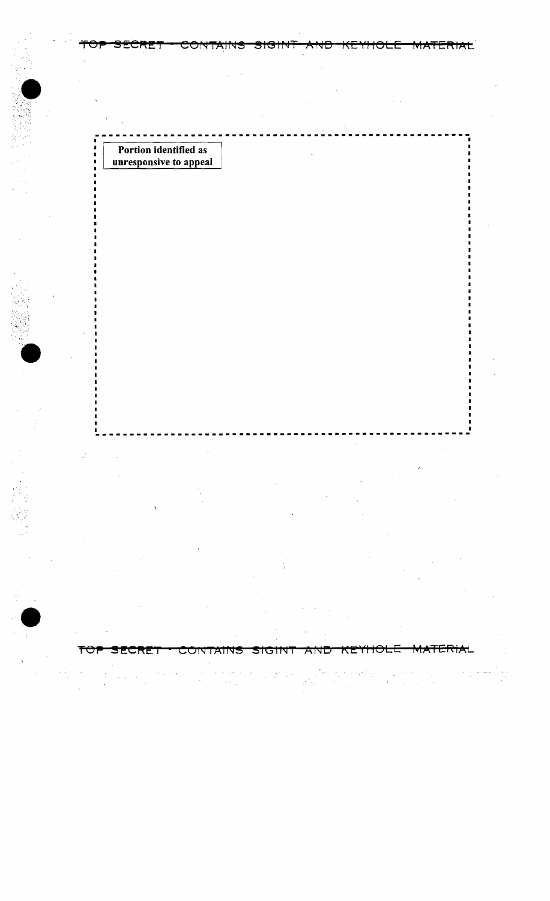Portion identified as unresponsive to appeal